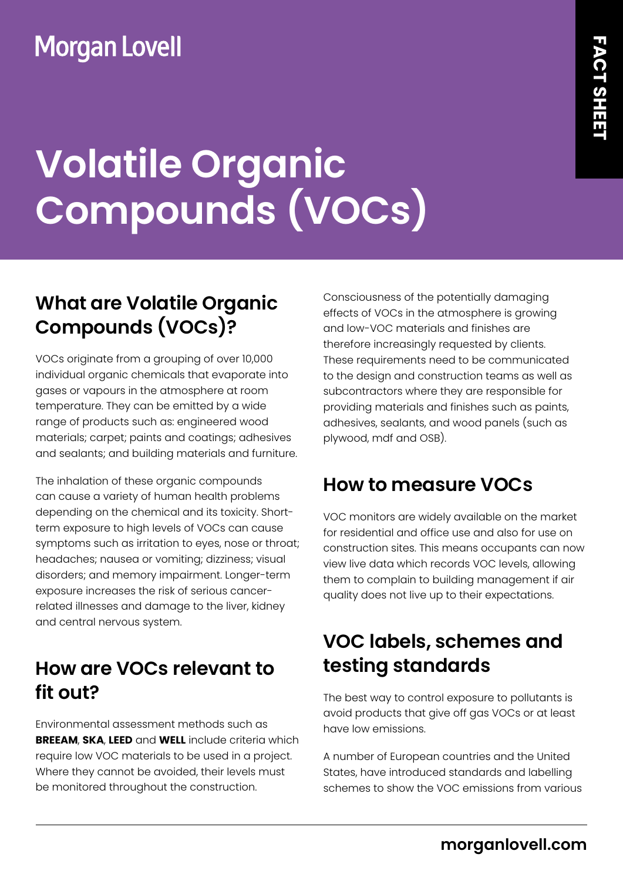Morgan Lovell

FACT SHEET

# Volatile Organic Compounds (VOCs)

## What are Volatile Organic Compounds (VOCs)?

VOCs originate from a grouping of over 10,000 individual organic chemicals that evaporate into gases or vapours in the atmosphere at room temperature. They can be emitted by a wide range of products such as: engineered wood materials; carpet; paints and coatings; adhesives and sealants; and building materials and furniture.

The inhalation of these organic compounds can cause a variety of human health problems depending on the chemical and its toxicity. Short-term exposure to high levels of VOCs can cause symptoms such as irritation to eyes, nose or throat; headaches; nausea or vomiting; dizziness; visual disorders; and memory impairment. Longer-term exposure increases the risk of serious cancer-related illnesses and damage to the liver, kidney and central nervous system.

## How are VOCs relevant to fit out?

Environmental assessment methods such as **BREEAM**, **SKA**, **LEED** and **WELL** include criteria which require low VOC materials to be used in a project. Where they cannot be avoided, their levels must be monitored throughout the construction.

Consciousness of the potentially damaging effects of VOCs in the atmosphere is growing and low-VOC materials and finishes are therefore increasingly requested by clients. These requirements need to be communicated to the design and construction teams as well as subcontractors where they are responsible for providing materials and finishes such as paints, adhesives, sealants, and wood panels (such as plywood, mdf and OSB).

## How to measure VOCs

VOC monitors are widely available on the market for residential and office use and also for use on construction sites. This means occupants can now view live data which records VOC levels, allowing them to complain to building management if air quality does not live up to their expectations.

## VOC labels, schemes and testing standards

The best way to control exposure to pollutants is avoid products that give off gas VOCs or at least have low emissions.

A number of European countries and the United States, have introduced standards and labelling schemes to show the VOC emissions from various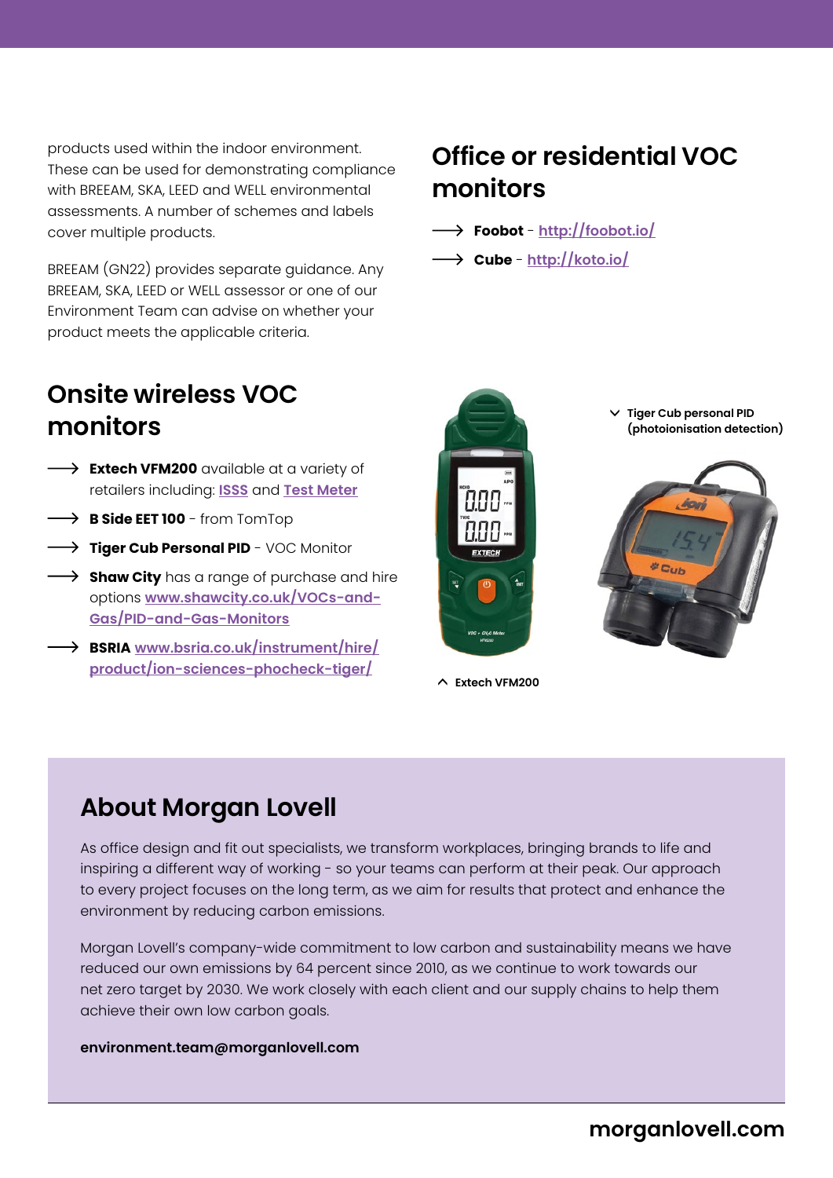products used within the indoor environment. These can be used for demonstrating compliance with BREEAM, SKA, LEED and WELL environmental assessments. A number of schemes and labels cover multiple products.

BREEAM (GN22) provides separate guidance. Any BREEAM, SKA, LEED or WELL assessor or one of our Environment Team can advise on whether your product meets the applicable criteria.

## Onsite wireless VOC monitors

- **Extech VFM200** available at a variety of retailers including: ISSS and Test Meter
- **B Side EET 100** - from TomTop
- **Tiger Cub Personal PID** - VOC Monitor
- **Shaw City** has a range of purchase and hire options www.shawcity.co.uk/VOCs-and-Gas/PID-and-Gas-Monitors
- **BSRIA** www.bsria.co.uk/instrument/hire/product/ion-sciences-phocheck-tiger/

## Office or residential VOC monitors

- **Foobot** - http://foobot.io/
- **Cube** - http://koto.io/

Tiger Cub personal PID (photoionisation detection)

Extech VFM200

## About Morgan Lovell

As office design and fit out specialists, we transform workplaces, bringing brands to life and inspiring a different way of working - so your teams can perform at their peak. Our approach to every project focuses on the long term, as we aim for results that protect and enhance the environment by reducing carbon emissions.

Morgan Lovell's company-wide commitment to low carbon and sustainability means we have reduced our own emissions by 64 percent since 2010, as we continue to work towards our net zero target by 2030. We work closely with each client and our supply chains to help them achieve their own low carbon goals.

**environment.team@morganlovell.com**

**morganlovell.com**